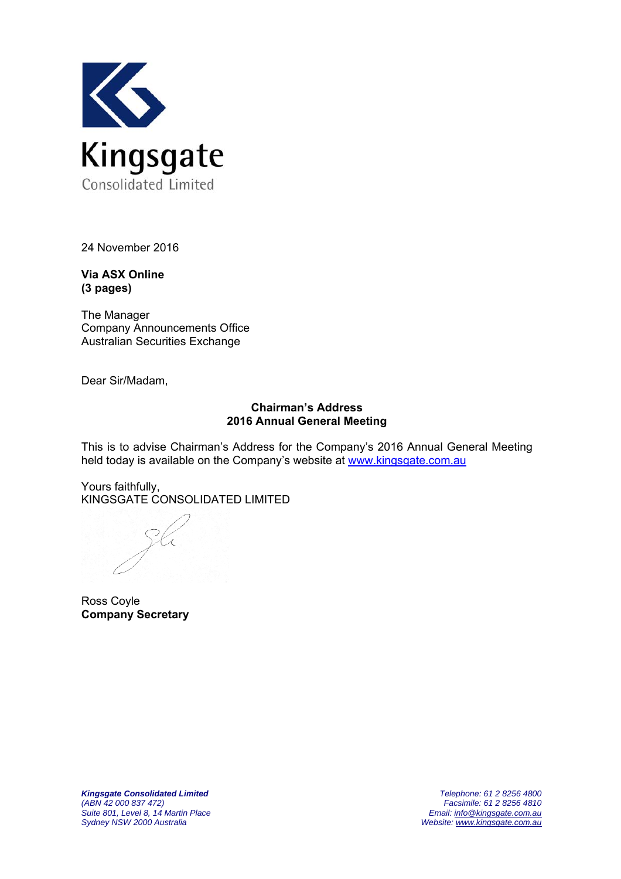Kingsgate
Consolidated Limited

24 November 2016

**Via ASX Online**
**(3 pages)**

The Manager
Company Announcements Office
Australian Securities Exchange

Dear Sir/Madam,

**Chairman's Address**
**2016 Annual General Meeting**

This is to advise Chairman's Address for the Company's 2016 Annual General Meeting held today is available on the Company's website at www.kingsgate.com.au

Yours faithfully,
KINGSGATE CONSOLIDATED LIMITED

Ross Coyle
**Company Secretary**

***Kingsgate Consolidated Limited***
*(ABN 42 000 837 472)*
*Suite 801, Level 8, 14 Martin Place*
*Sydney NSW 2000 Australia*

*Telephone: 61 2 8256 4800*
*Facsimile: 61 2 8256 4810*
*Email: info@kingsgate.com.au*
*Website: www.kingsgate.com.au*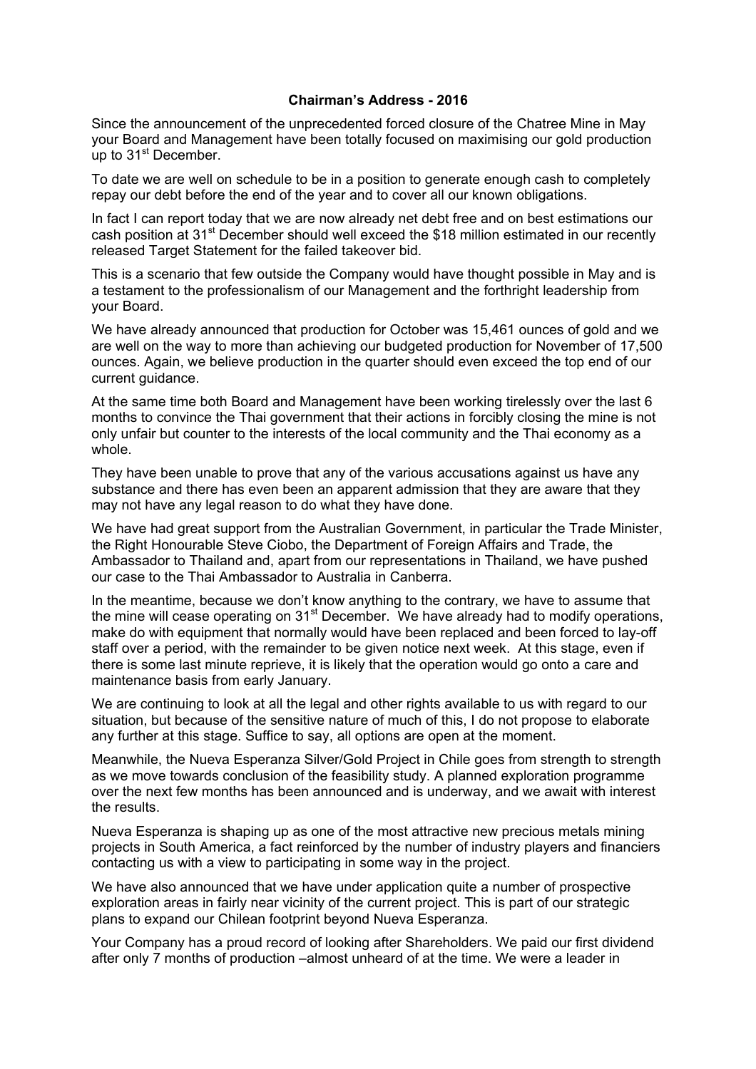**Chairman's Address - 2016**

Since the announcement of the unprecedented forced closure of the Chatree Mine in May your Board and Management have been totally focused on maximising our gold production up to 31st December.

To date we are well on schedule to be in a position to generate enough cash to completely repay our debt before the end of the year and to cover all our known obligations.

In fact I can report today that we are now already net debt free and on best estimations our cash position at 31st December should well exceed the $18 million estimated in our recently released Target Statement for the failed takeover bid.

This is a scenario that few outside the Company would have thought possible in May and is a testament to the professionalism of our Management and the forthright leadership from your Board.

We have already announced that production for October was 15,461 ounces of gold and we are well on the way to more than achieving our budgeted production for November of 17,500 ounces. Again, we believe production in the quarter should even exceed the top end of our current guidance.

At the same time both Board and Management have been working tirelessly over the last 6 months to convince the Thai government that their actions in forcibly closing the mine is not only unfair but counter to the interests of the local community and the Thai economy as a whole.

They have been unable to prove that any of the various accusations against us have any substance and there has even been an apparent admission that they are aware that they may not have any legal reason to do what they have done.

We have had great support from the Australian Government, in particular the Trade Minister, the Right Honourable Steve Ciobo, the Department of Foreign Affairs and Trade, the Ambassador to Thailand and, apart from our representations in Thailand, we have pushed our case to the Thai Ambassador to Australia in Canberra.

In the meantime, because we don't know anything to the contrary, we have to assume that the mine will cease operating on 31st December. We have already had to modify operations, make do with equipment that normally would have been replaced and been forced to lay-off staff over a period, with the remainder to be given notice next week. At this stage, even if there is some last minute reprieve, it is likely that the operation would go onto a care and maintenance basis from early January.

We are continuing to look at all the legal and other rights available to us with regard to our situation, but because of the sensitive nature of much of this, I do not propose to elaborate any further at this stage. Suffice to say, all options are open at the moment.

Meanwhile, the Nueva Esperanza Silver/Gold Project in Chile goes from strength to strength as we move towards conclusion of the feasibility study. A planned exploration programme over the next few months has been announced and is underway, and we await with interest the results.

Nueva Esperanza is shaping up as one of the most attractive new precious metals mining projects in South America, a fact reinforced by the number of industry players and financiers contacting us with a view to participating in some way in the project.

We have also announced that we have under application quite a number of prospective exploration areas in fairly near vicinity of the current project. This is part of our strategic plans to expand our Chilean footprint beyond Nueva Esperanza.

Your Company has a proud record of looking after Shareholders. We paid our first dividend after only 7 months of production –almost unheard of at the time. We were a leader in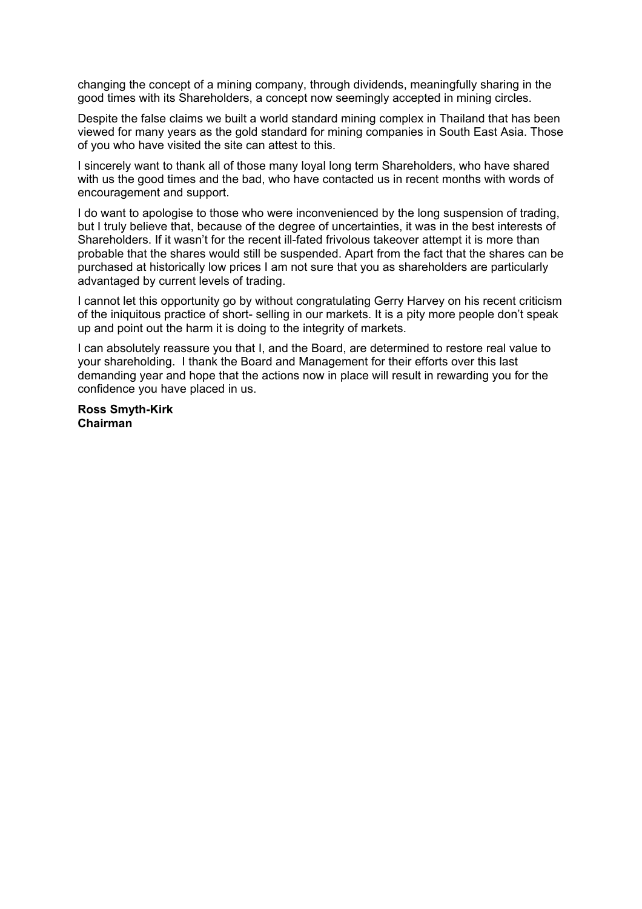changing the concept of a mining company, through dividends, meaningfully sharing in the good times with its Shareholders, a concept now seemingly accepted in mining circles.

Despite the false claims we built a world standard mining complex in Thailand that has been viewed for many years as the gold standard for mining companies in South East Asia. Those of you who have visited the site can attest to this.

I sincerely want to thank all of those many loyal long term Shareholders, who have shared with us the good times and the bad, who have contacted us in recent months with words of encouragement and support.

I do want to apologise to those who were inconvenienced by the long suspension of trading, but I truly believe that, because of the degree of uncertainties, it was in the best interests of Shareholders. If it wasn't for the recent ill-fated frivolous takeover attempt it is more than probable that the shares would still be suspended. Apart from the fact that the shares can be purchased at historically low prices I am not sure that you as shareholders are particularly advantaged by current levels of trading.

I cannot let this opportunity go by without congratulating Gerry Harvey on his recent criticism of the iniquitous practice of short- selling in our markets. It is a pity more people don't speak up and point out the harm it is doing to the integrity of markets.

I can absolutely reassure you that I, and the Board, are determined to restore real value to your shareholding. I thank the Board and Management for their efforts over this last demanding year and hope that the actions now in place will result in rewarding you for the confidence you have placed in us.

**Ross Smyth-Kirk**
**Chairman**